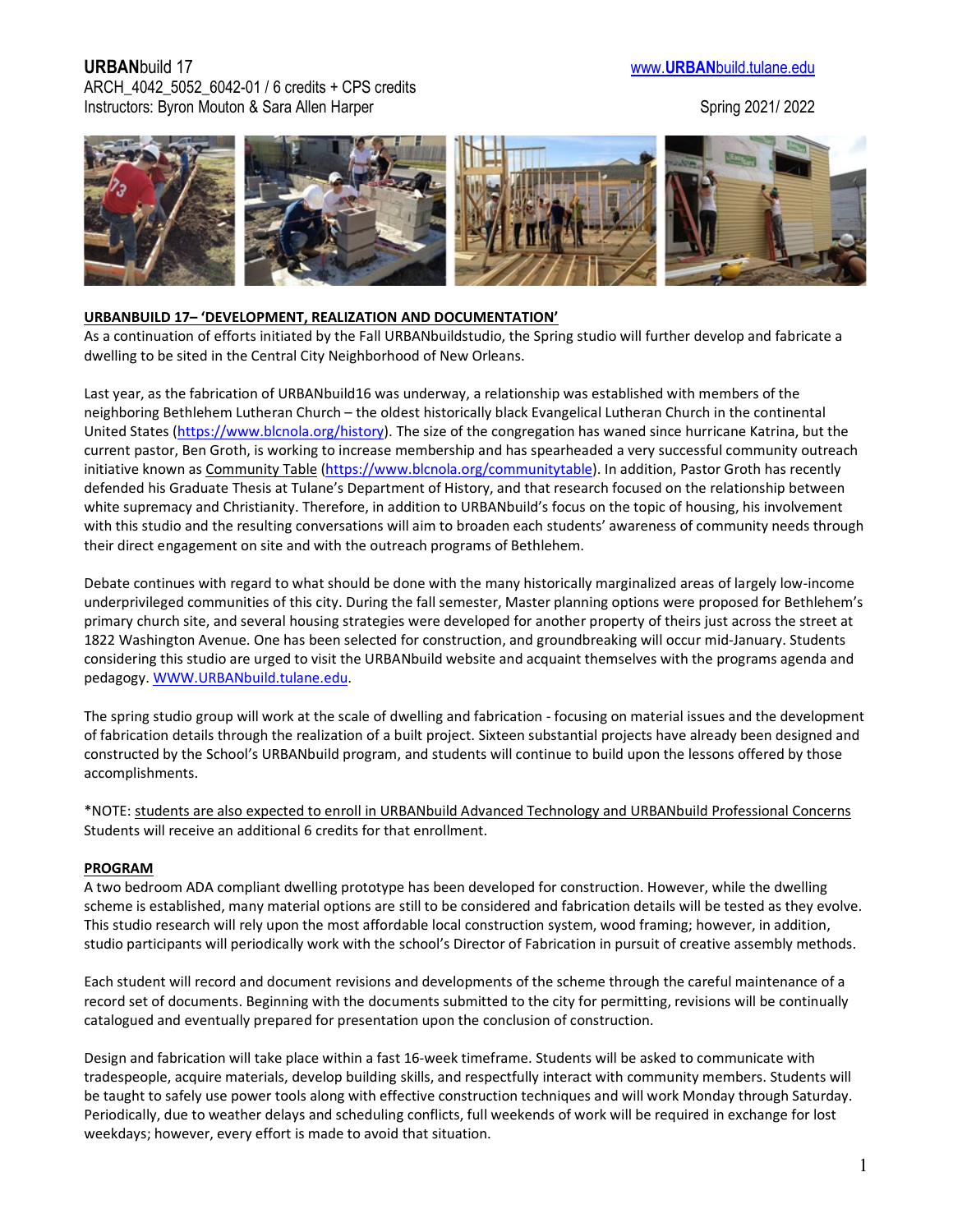**URBAN**build 17 www.**URBAN**build.tulane.edu
ARCH_4042_5052_6042-01 / 6 credits + CPS credits
Instructors: Byron Mouton & Sara Allen Harper Spring 2021/ 2022

## URBANBUILD 17– 'DEVELOPMENT, REALIZATION AND DOCUMENTATION'

As a continuation of efforts initiated by the Fall URBANbuildstudio, the Spring studio will further develop and fabricate a dwelling to be sited in the Central City Neighborhood of New Orleans.

Last year, as the fabrication of URBANbuild16 was underway, a relationship was established with members of the neighboring Bethlehem Lutheran Church – the oldest historically black Evangelical Lutheran Church in the continental United States (https://www.blcnola.org/history). The size of the congregation has waned since hurricane Katrina, but the current pastor, Ben Groth, is working to increase membership and has spearheaded a very successful community outreach initiative known as Community Table (https://www.blcnola.org/communitytable). In addition, Pastor Groth has recently defended his Graduate Thesis at Tulane's Department of History, and that research focused on the relationship between white supremacy and Christianity. Therefore, in addition to URBANbuild's focus on the topic of housing, his involvement with this studio and the resulting conversations will aim to broaden each students' awareness of community needs through their direct engagement on site and with the outreach programs of Bethlehem.

Debate continues with regard to what should be done with the many historically marginalized areas of largely low-income underprivileged communities of this city. During the fall semester, Master planning options were proposed for Bethlehem's primary church site, and several housing strategies were developed for another property of theirs just across the street at 1822 Washington Avenue. One has been selected for construction, and groundbreaking will occur mid-January. Students considering this studio are urged to visit the URBANbuild website and acquaint themselves with the programs agenda and pedagogy. WWW.URBANbuild.tulane.edu.

The spring studio group will work at the scale of dwelling and fabrication - focusing on material issues and the development of fabrication details through the realization of a built project. Sixteen substantial projects have already been designed and constructed by the School's URBANbuild program, and students will continue to build upon the lessons offered by those accomplishments.

*NOTE: students are also expected to enroll in URBANbuild Advanced Technology and URBANbuild Professional Concerns Students will receive an additional 6 credits for that enrollment.

## PROGRAM

A two bedroom ADA compliant dwelling prototype has been developed for construction. However, while the dwelling scheme is established, many material options are still to be considered and fabrication details will be tested as they evolve. This studio research will rely upon the most affordable local construction system, wood framing; however, in addition, studio participants will periodically work with the school's Director of Fabrication in pursuit of creative assembly methods.

Each student will record and document revisions and developments of the scheme through the careful maintenance of a record set of documents. Beginning with the documents submitted to the city for permitting, revisions will be continually catalogued and eventually prepared for presentation upon the conclusion of construction.

Design and fabrication will take place within a fast 16-week timeframe. Students will be asked to communicate with tradespeople, acquire materials, develop building skills, and respectfully interact with community members. Students will be taught to safely use power tools along with effective construction techniques and will work Monday through Saturday. Periodically, due to weather delays and scheduling conflicts, full weekends of work will be required in exchange for lost weekdays; however, every effort is made to avoid that situation.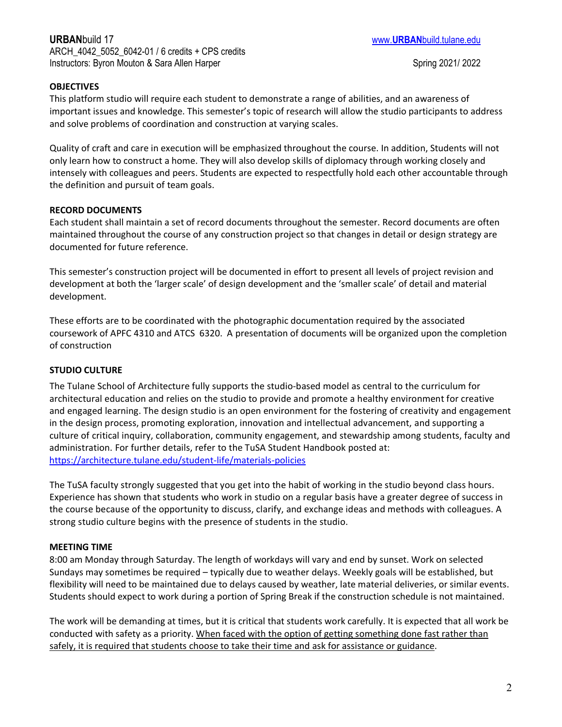## OBJECTIVES

This platform studio will require each student to demonstrate a range of abilities, and an awareness of important issues and knowledge. This semester's topic of research will allow the studio participants to address and solve problems of coordination and construction at varying scales.

Quality of craft and care in execution will be emphasized throughout the course. In addition, Students will not only learn how to construct a home. They will also develop skills of diplomacy through working closely and intensely with colleagues and peers. Students are expected to respectfully hold each other accountable through the definition and pursuit of team goals.

## RECORD DOCUMENTS

Each student shall maintain a set of record documents throughout the semester. Record documents are often maintained throughout the course of any construction project so that changes in detail or design strategy are documented for future reference.

This semester's construction project will be documented in effort to present all levels of project revision and development at both the 'larger scale' of design development and the 'smaller scale' of detail and material development.

These efforts are to be coordinated with the photographic documentation required by the associated coursework of APFC 4310 and ATCS 6320. A presentation of documents will be organized upon the completion of construction

## STUDIO CULTURE

The Tulane School of Architecture fully supports the studio-based model as central to the curriculum for architectural education and relies on the studio to provide and promote a healthy environment for creative and engaged learning. The design studio is an open environment for the fostering of creativity and engagement in the design process, promoting exploration, innovation and intellectual advancement, and supporting a culture of critical inquiry, collaboration, community engagement, and stewardship among students, faculty and administration. For further details, refer to the TuSA Student Handbook posted at: https://architecture.tulane.edu/student-life/materials-policies

The TuSA faculty strongly suggested that you get into the habit of working in the studio beyond class hours. Experience has shown that students who work in studio on a regular basis have a greater degree of success in the course because of the opportunity to discuss, clarify, and exchange ideas and methods with colleagues. A strong studio culture begins with the presence of students in the studio.

## MEETING TIME

8:00 am Monday through Saturday. The length of workdays will vary and end by sunset. Work on selected Sundays may sometimes be required – typically due to weather delays. Weekly goals will be established, but flexibility will need to be maintained due to delays caused by weather, late material deliveries, or similar events. Students should expect to work during a portion of Spring Break if the construction schedule is not maintained.

The work will be demanding at times, but it is critical that students work carefully. It is expected that all work be conducted with safety as a priority. When faced with the option of getting something done fast rather than safely, it is required that students choose to take their time and ask for assistance or guidance.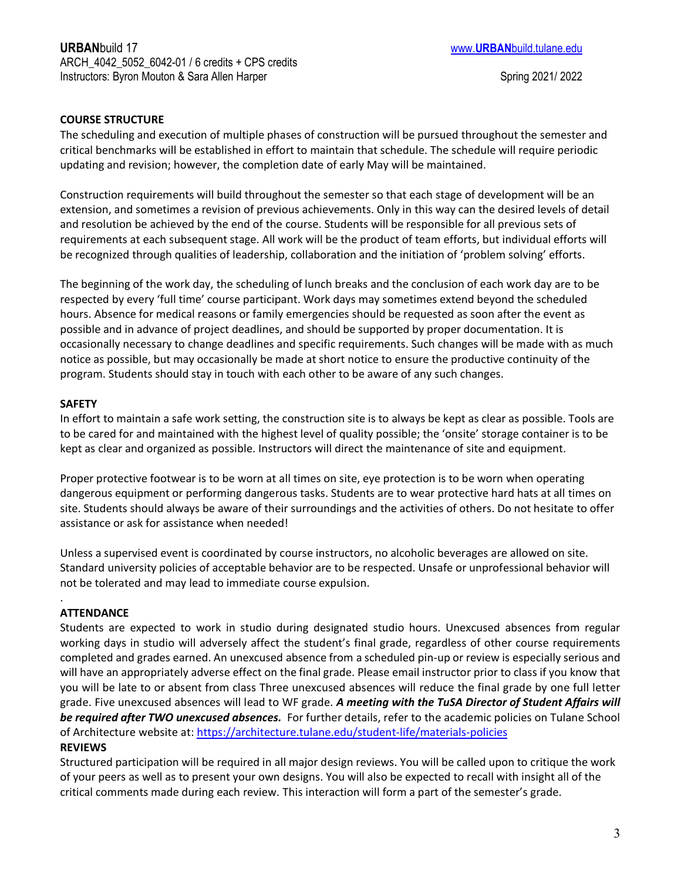## COURSE STRUCTURE

The scheduling and execution of multiple phases of construction will be pursued throughout the semester and critical benchmarks will be established in effort to maintain that schedule. The schedule will require periodic updating and revision; however, the completion date of early May will be maintained.

Construction requirements will build throughout the semester so that each stage of development will be an extension, and sometimes a revision of previous achievements. Only in this way can the desired levels of detail and resolution be achieved by the end of the course. Students will be responsible for all previous sets of requirements at each subsequent stage. All work will be the product of team efforts, but individual efforts will be recognized through qualities of leadership, collaboration and the initiation of 'problem solving' efforts.

The beginning of the work day, the scheduling of lunch breaks and the conclusion of each work day are to be respected by every 'full time' course participant. Work days may sometimes extend beyond the scheduled hours. Absence for medical reasons or family emergencies should be requested as soon after the event as possible and in advance of project deadlines, and should be supported by proper documentation. It is occasionally necessary to change deadlines and specific requirements. Such changes will be made with as much notice as possible, but may occasionally be made at short notice to ensure the productive continuity of the program. Students should stay in touch with each other to be aware of any such changes.

## SAFETY

In effort to maintain a safe work setting, the construction site is to always be kept as clear as possible. Tools are to be cared for and maintained with the highest level of quality possible; the 'onsite' storage container is to be kept as clear and organized as possible. Instructors will direct the maintenance of site and equipment.

Proper protective footwear is to be worn at all times on site, eye protection is to be worn when operating dangerous equipment or performing dangerous tasks. Students are to wear protective hard hats at all times on site. Students should always be aware of their surroundings and the activities of others. Do not hesitate to offer assistance or ask for assistance when needed!

Unless a supervised event is coordinated by course instructors, no alcoholic beverages are allowed on site. Standard university policies of acceptable behavior are to be respected. Unsafe or unprofessional behavior will not be tolerated and may lead to immediate course expulsion.

## ATTENDANCE

Students are expected to work in studio during designated studio hours. Unexcused absences from regular working days in studio will adversely affect the student's final grade, regardless of other course requirements completed and grades earned. An unexcused absence from a scheduled pin-up or review is especially serious and will have an appropriately adverse effect on the final grade. Please email instructor prior to class if you know that you will be late to or absent from class Three unexcused absences will reduce the final grade by one full letter grade. Five unexcused absences will lead to WF grade. ***A meeting with the TuSA Director of Student Affairs will be required after TWO unexcused absences.*** For further details, refer to the academic policies on Tulane School of Architecture website at: https://architecture.tulane.edu/student-life/materials-policies

## REVIEWS

Structured participation will be required in all major design reviews. You will be called upon to critique the work of your peers as well as to present your own designs. You will also be expected to recall with insight all of the critical comments made during each review. This interaction will form a part of the semester's grade.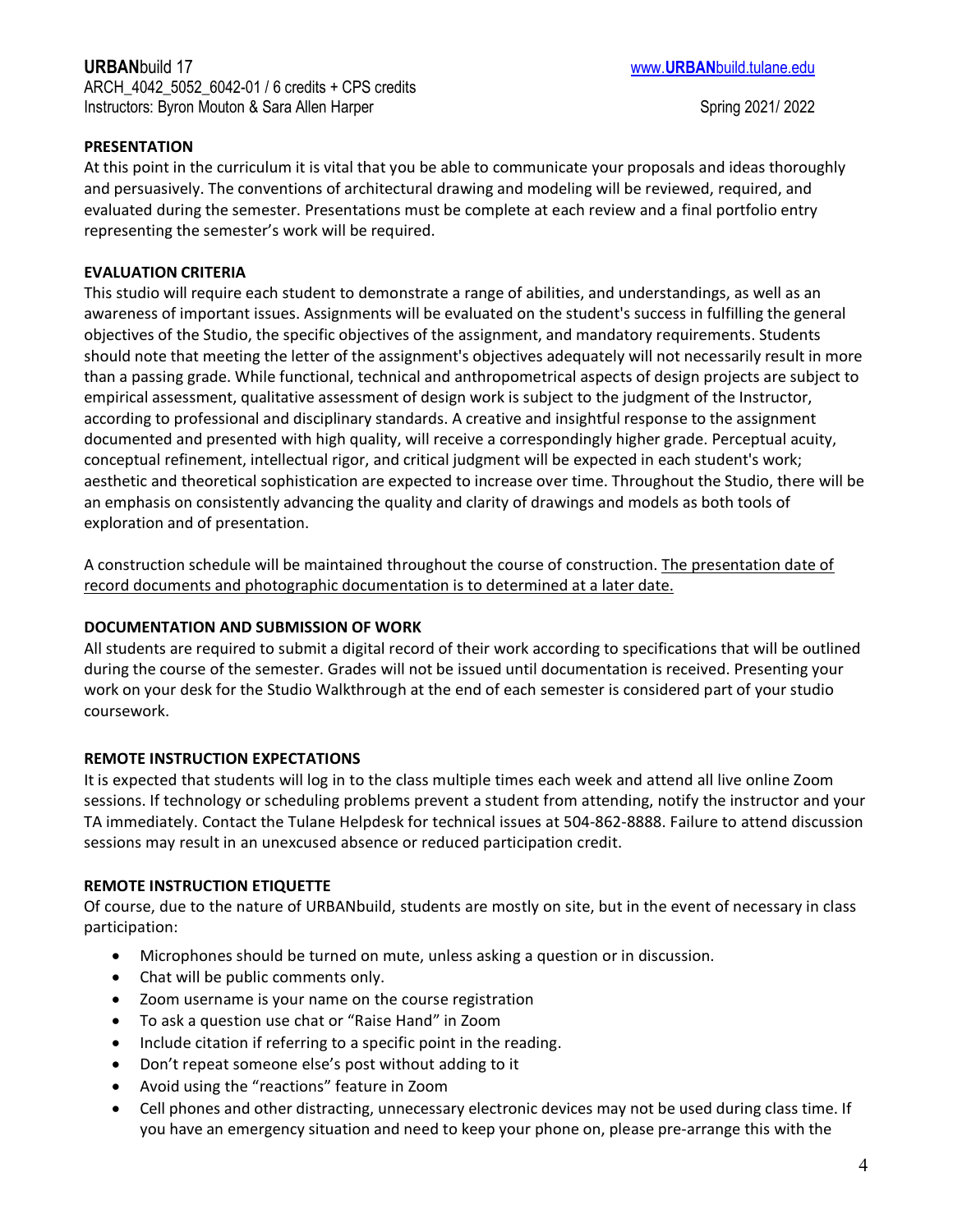## PRESENTATION

At this point in the curriculum it is vital that you be able to communicate your proposals and ideas thoroughly and persuasively. The conventions of architectural drawing and modeling will be reviewed, required, and evaluated during the semester. Presentations must be complete at each review and a final portfolio entry representing the semester's work will be required.

## EVALUATION CRITERIA

This studio will require each student to demonstrate a range of abilities, and understandings, as well as an awareness of important issues. Assignments will be evaluated on the student's success in fulfilling the general objectives of the Studio, the specific objectives of the assignment, and mandatory requirements. Students should note that meeting the letter of the assignment's objectives adequately will not necessarily result in more than a passing grade. While functional, technical and anthropometrical aspects of design projects are subject to empirical assessment, qualitative assessment of design work is subject to the judgment of the Instructor, according to professional and disciplinary standards. A creative and insightful response to the assignment documented and presented with high quality, will receive a correspondingly higher grade. Perceptual acuity, conceptual refinement, intellectual rigor, and critical judgment will be expected in each student's work; aesthetic and theoretical sophistication are expected to increase over time. Throughout the Studio, there will be an emphasis on consistently advancing the quality and clarity of drawings and models as both tools of exploration and of presentation.

A construction schedule will be maintained throughout the course of construction. The presentation date of record documents and photographic documentation is to determined at a later date.

## DOCUMENTATION AND SUBMISSION OF WORK

All students are required to submit a digital record of their work according to specifications that will be outlined during the course of the semester. Grades will not be issued until documentation is received. Presenting your work on your desk for the Studio Walkthrough at the end of each semester is considered part of your studio coursework.

## REMOTE INSTRUCTION EXPECTATIONS

It is expected that students will log in to the class multiple times each week and attend all live online Zoom sessions. If technology or scheduling problems prevent a student from attending, notify the instructor and your TA immediately. Contact the Tulane Helpdesk for technical issues at 504-862-8888. Failure to attend discussion sessions may result in an unexcused absence or reduced participation credit.

## REMOTE INSTRUCTION ETIQUETTE

Of course, due to the nature of URBANbuild, students are mostly on site, but in the event of necessary in class participation:

- Microphones should be turned on mute, unless asking a question or in discussion.
- Chat will be public comments only.
- Zoom username is your name on the course registration
- To ask a question use chat or "Raise Hand" in Zoom
- Include citation if referring to a specific point in the reading.
- Don't repeat someone else's post without adding to it
- Avoid using the "reactions" feature in Zoom
- Cell phones and other distracting, unnecessary electronic devices may not be used during class time. If you have an emergency situation and need to keep your phone on, please pre-arrange this with the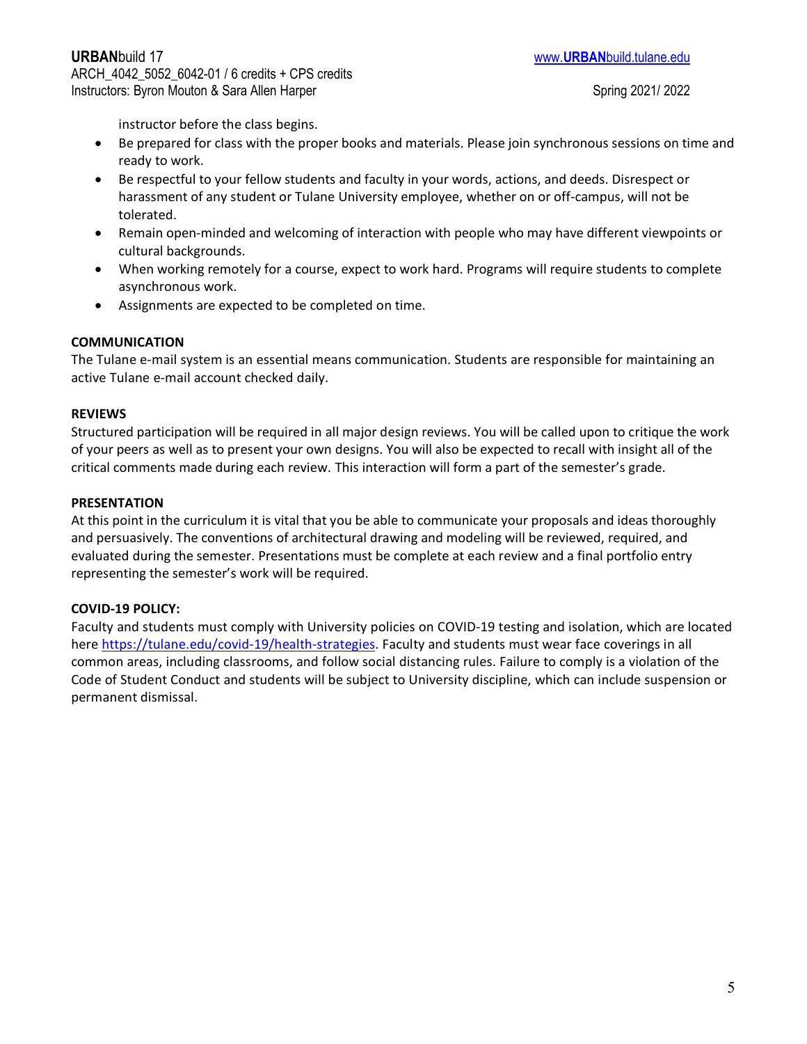instructor before the class begins.

- Be prepared for class with the proper books and materials. Please join synchronous sessions on time and ready to work.
- Be respectful to your fellow students and faculty in your words, actions, and deeds. Disrespect or harassment of any student or Tulane University employee, whether on or off-campus, will not be tolerated.
- Remain open-minded and welcoming of interaction with people who may have different viewpoints or cultural backgrounds.
- When working remotely for a course, expect to work hard. Programs will require students to complete asynchronous work.
- Assignments are expected to be completed on time.

**COMMUNICATION**

The Tulane e-mail system is an essential means communication. Students are responsible for maintaining an active Tulane e-mail account checked daily.

**REVIEWS**

Structured participation will be required in all major design reviews. You will be called upon to critique the work of your peers as well as to present your own designs. You will also be expected to recall with insight all of the critical comments made during each review. This interaction will form a part of the semester's grade.

**PRESENTATION**

At this point in the curriculum it is vital that you be able to communicate your proposals and ideas thoroughly and persuasively. The conventions of architectural drawing and modeling will be reviewed, required, and evaluated during the semester. Presentations must be complete at each review and a final portfolio entry representing the semester's work will be required.

**COVID-19 POLICY:**

Faculty and students must comply with University policies on COVID-19 testing and isolation, which are located here https://tulane.edu/covid-19/health-strategies. Faculty and students must wear face coverings in all common areas, including classrooms, and follow social distancing rules. Failure to comply is a violation of the Code of Student Conduct and students will be subject to University discipline, which can include suspension or permanent dismissal.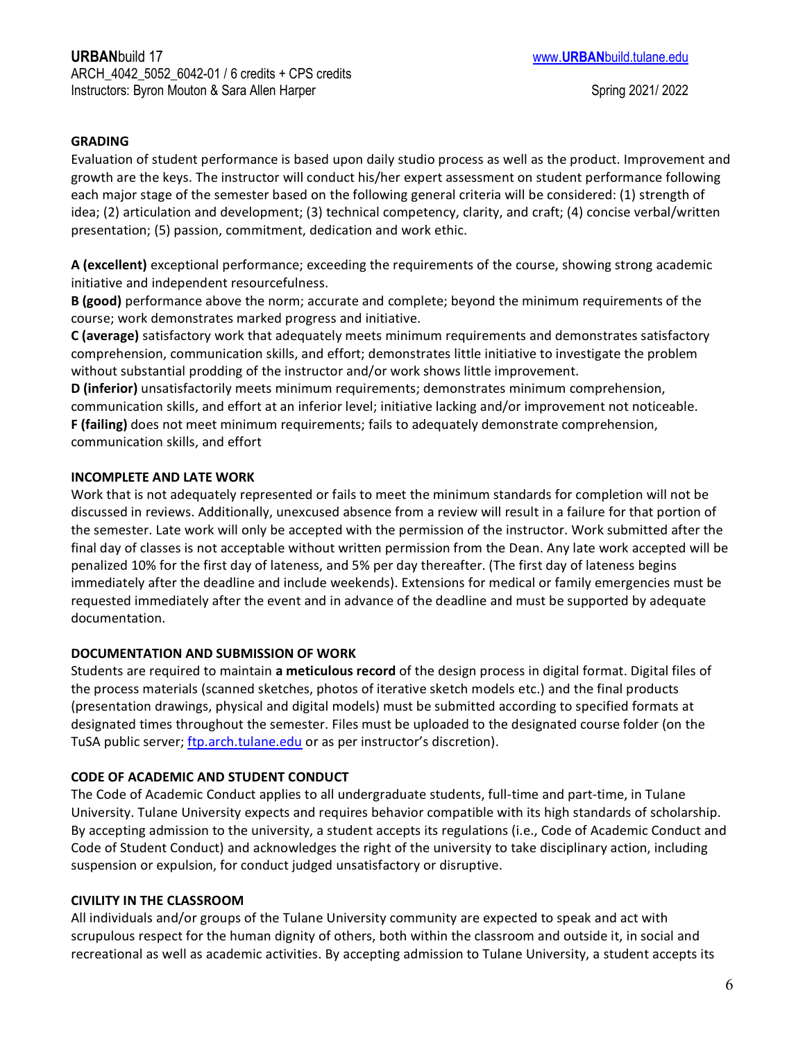## GRADING

Evaluation of student performance is based upon daily studio process as well as the product. Improvement and growth are the keys. The instructor will conduct his/her expert assessment on student performance following each major stage of the semester based on the following general criteria will be considered: (1) strength of idea; (2) articulation and development; (3) technical competency, clarity, and craft; (4) concise verbal/written presentation; (5) passion, commitment, dedication and work ethic.

**A (excellent)** exceptional performance; exceeding the requirements of the course, showing strong academic initiative and independent resourcefulness.
**B (good)** performance above the norm; accurate and complete; beyond the minimum requirements of the course; work demonstrates marked progress and initiative.
**C (average)** satisfactory work that adequately meets minimum requirements and demonstrates satisfactory comprehension, communication skills, and effort; demonstrates little initiative to investigate the problem without substantial prodding of the instructor and/or work shows little improvement.
**D (inferior)** unsatisfactorily meets minimum requirements; demonstrates minimum comprehension, communication skills, and effort at an inferior level; initiative lacking and/or improvement not noticeable.
**F (failing)** does not meet minimum requirements; fails to adequately demonstrate comprehension, communication skills, and effort

## INCOMPLETE AND LATE WORK

Work that is not adequately represented or fails to meet the minimum standards for completion will not be discussed in reviews. Additionally, unexcused absence from a review will result in a failure for that portion of the semester. Late work will only be accepted with the permission of the instructor. Work submitted after the final day of classes is not acceptable without written permission from the Dean. Any late work accepted will be penalized 10% for the first day of lateness, and 5% per day thereafter. (The first day of lateness begins immediately after the deadline and include weekends). Extensions for medical or family emergencies must be requested immediately after the event and in advance of the deadline and must be supported by adequate documentation.

## DOCUMENTATION AND SUBMISSION OF WORK

Students are required to maintain **a meticulous record** of the design process in digital format. Digital files of the process materials (scanned sketches, photos of iterative sketch models etc.) and the final products (presentation drawings, physical and digital models) must be submitted according to specified formats at designated times throughout the semester. Files must be uploaded to the designated course folder (on the TuSA public server; ftp.arch.tulane.edu or as per instructor's discretion).

## CODE OF ACADEMIC AND STUDENT CONDUCT

The Code of Academic Conduct applies to all undergraduate students, full-time and part-time, in Tulane University. Tulane University expects and requires behavior compatible with its high standards of scholarship. By accepting admission to the university, a student accepts its regulations (i.e., Code of Academic Conduct and Code of Student Conduct) and acknowledges the right of the university to take disciplinary action, including suspension or expulsion, for conduct judged unsatisfactory or disruptive.

## CIVILITY IN THE CLASSROOM

All individuals and/or groups of the Tulane University community are expected to speak and act with scrupulous respect for the human dignity of others, both within the classroom and outside it, in social and recreational as well as academic activities. By accepting admission to Tulane University, a student accepts its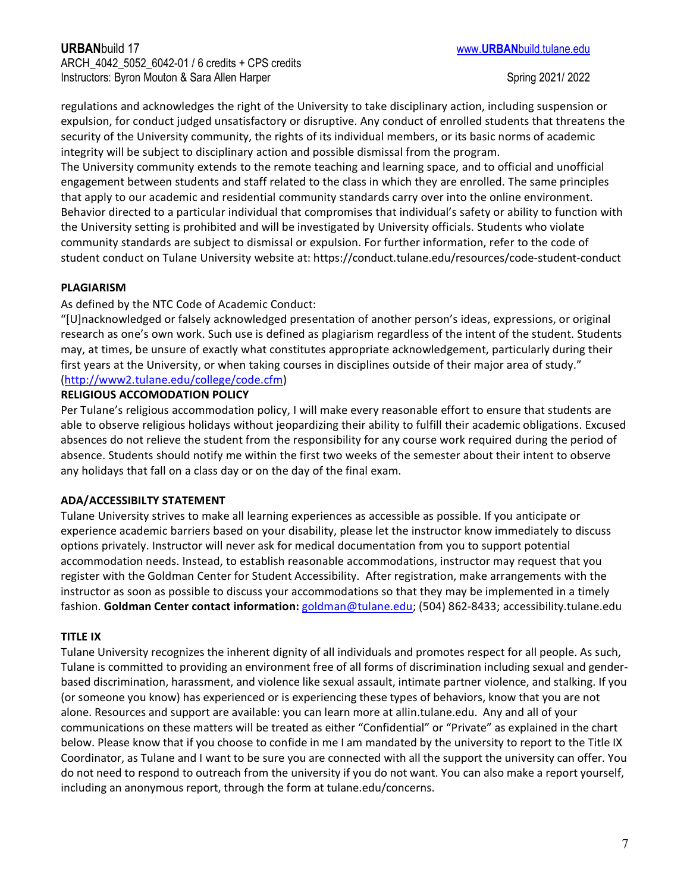regulations and acknowledges the right of the University to take disciplinary action, including suspension or expulsion, for conduct judged unsatisfactory or disruptive. Any conduct of enrolled students that threatens the security of the University community, the rights of its individual members, or its basic norms of academic integrity will be subject to disciplinary action and possible dismissal from the program.
The University community extends to the remote teaching and learning space, and to official and unofficial engagement between students and staff related to the class in which they are enrolled. The same principles that apply to our academic and residential community standards carry over into the online environment. Behavior directed to a particular individual that compromises that individual's safety or ability to function with the University setting is prohibited and will be investigated by University officials. Students who violate community standards are subject to dismissal or expulsion. For further information, refer to the code of student conduct on Tulane University website at: https://conduct.tulane.edu/resources/code-student-conduct

**PLAGIARISM**

As defined by the NTC Code of Academic Conduct:
"[U]nacknowledged or falsely acknowledged presentation of another person's ideas, expressions, or original research as one's own work. Such use is defined as plagiarism regardless of the intent of the student. Students may, at times, be unsure of exactly what constitutes appropriate acknowledgement, particularly during their first years at the University, or when taking courses in disciplines outside of their major area of study." (http://www2.tulane.edu/college/code.cfm)

**RELIGIOUS ACCOMODATION POLICY**

Per Tulane's religious accommodation policy, I will make every reasonable effort to ensure that students are able to observe religious holidays without jeopardizing their ability to fulfill their academic obligations. Excused absences do not relieve the student from the responsibility for any course work required during the period of absence. Students should notify me within the first two weeks of the semester about their intent to observe any holidays that fall on a class day or on the day of the final exam.

**ADA/ACCESSIBILTY STATEMENT**

Tulane University strives to make all learning experiences as accessible as possible. If you anticipate or experience academic barriers based on your disability, please let the instructor know immediately to discuss options privately. Instructor will never ask for medical documentation from you to support potential accommodation needs. Instead, to establish reasonable accommodations, instructor may request that you register with the Goldman Center for Student Accessibility. After registration, make arrangements with the instructor as soon as possible to discuss your accommodations so that they may be implemented in a timely fashion. **Goldman Center contact information:** goldman@tulane.edu; (504) 862-8433; accessibility.tulane.edu

**TITLE IX**

Tulane University recognizes the inherent dignity of all individuals and promotes respect for all people. As such, Tulane is committed to providing an environment free of all forms of discrimination including sexual and gender-based discrimination, harassment, and violence like sexual assault, intimate partner violence, and stalking. If you (or someone you know) has experienced or is experiencing these types of behaviors, know that you are not alone. Resources and support are available: you can learn more at allin.tulane.edu. Any and all of your communications on these matters will be treated as either "Confidential" or "Private" as explained in the chart below. Please know that if you choose to confide in me I am mandated by the university to report to the Title IX Coordinator, as Tulane and I want to be sure you are connected with all the support the university can offer. You do not need to respond to outreach from the university if you do not want. You can also make a report yourself, including an anonymous report, through the form at tulane.edu/concerns.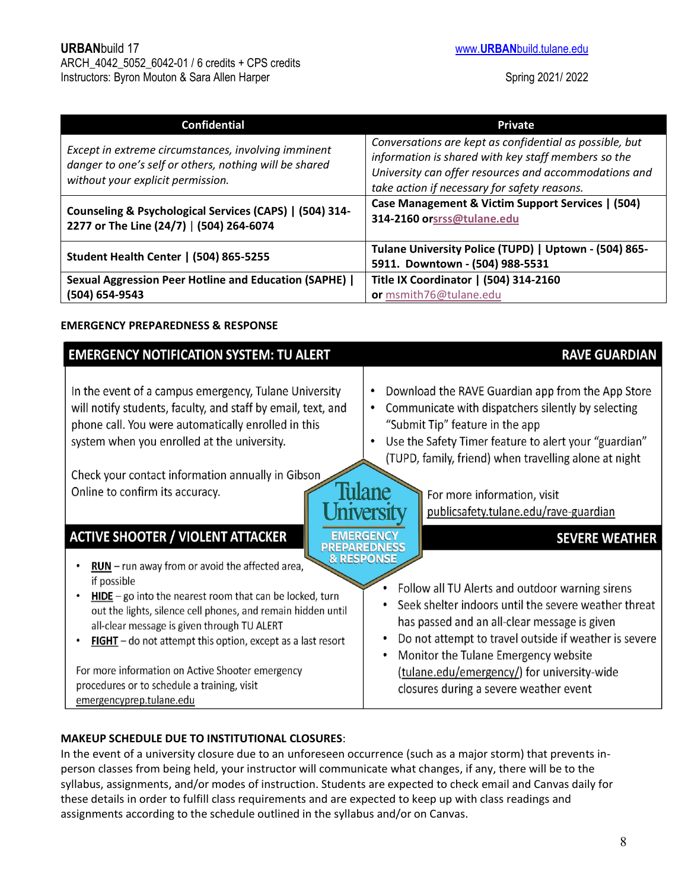| Confidential | Private |
|---|---|
| *Except in extreme circumstances, involving imminent danger to one's self or others, nothing will be shared without your explicit permission.* | *Conversations are kept as confidential as possible, but information is shared with key staff members so the University can offer resources and accommodations and take action if necessary for safety reasons.* |
| **Counseling & Psychological Services (CAPS) \| (504) 314-2277 or The Line (24/7) \| (504) 264-6074** | **Case Management & Victim Support Services \| (504) 314-2160 or** srss@tulane.edu |
| **Student Health Center \| (504) 865-5255** | **Tulane University Police (TUPD) \| Uptown - (504) 865-5911. Downtown - (504) 988-5531** |
| **Sexual Aggression Peer Hotline and Education (SAPHE) \| (504) 654-9543** | **Title IX Coordinator \| (504) 314-2160 or** msmith76@tulane.edu |

**EMERGENCY PREPAREDNESS & RESPONSE**

## EMERGENCY NOTIFICATION SYSTEM: TU ALERT

In the event of a campus emergency, Tulane University will notify students, faculty, and staff by email, text, and phone call. You were automatically enrolled in this system when you enrolled at the university.

Check your contact information annually in Gibson Online to confirm its accuracy.

## RAVE GUARDIAN

- Download the RAVE Guardian app from the App Store
- Communicate with dispatchers silently by selecting "Submit Tip" feature in the app
- Use the Safety Timer feature to alert your "guardian" (TUPD, family, friend) when travelling alone at night

For more information, visit publicsafety.tulane.edu/rave-guardian

Tulane University EMERGENCY PREPAREDNESS & RESPONSE

## ACTIVE SHOOTER / VIOLENT ATTACKER

- **RUN** – run away from or avoid the affected area, if possible
- **HIDE** – go into the nearest room that can be locked, turn out the lights, silence cell phones, and remain hidden until all-clear message is given through TU ALERT
- **FIGHT** – do not attempt this option, except as a last resort

For more information on Active Shooter emergency procedures or to schedule a training, visit emergencyprep.tulane.edu

## SEVERE WEATHER

- Follow all TU Alerts and outdoor warning sirens
- Seek shelter indoors until the severe weather threat has passed and an all-clear message is given
- Do not attempt to travel outside if weather is severe
- Monitor the Tulane Emergency website (tulane.edu/emergency/) for university-wide closures during a severe weather event

**MAKEUP SCHEDULE DUE TO INSTITUTIONAL CLOSURES**:
In the event of a university closure due to an unforeseen occurrence (such as a major storm) that prevents in-person classes from being held, your instructor will communicate what changes, if any, there will be to the syllabus, assignments, and/or modes of instruction. Students are expected to check email and Canvas daily for these details in order to fulfill class requirements and are expected to keep up with class readings and assignments according to the schedule outlined in the syllabus and/or on Canvas.